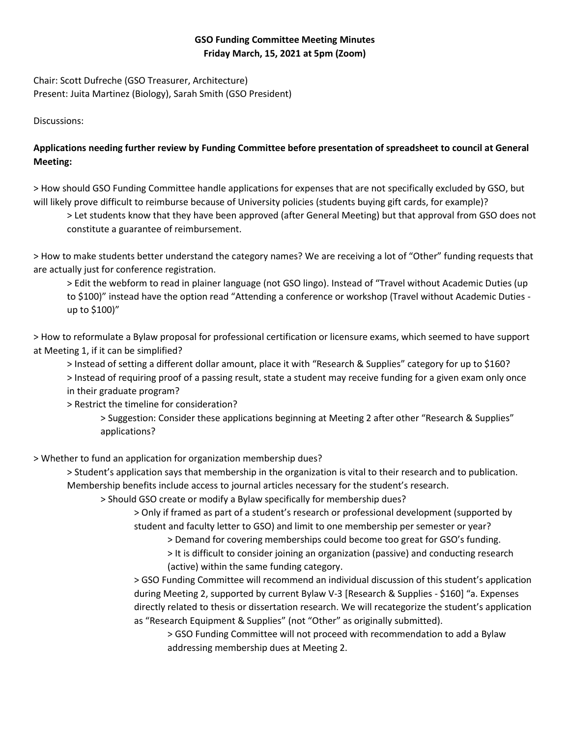**GSO Funding Committee Meeting Minutes**
**Friday March, 15, 2021 at 5pm (Zoom)**

Chair: Scott Dufreche (GSO Treasurer, Architecture)
Present: Juita Martinez (Biology), Sarah Smith (GSO President)

Discussions:

**Applications needing further review by Funding Committee before presentation of spreadsheet to council at General Meeting:**

> How should GSO Funding Committee handle applications for expenses that are not specifically excluded by GSO, but will likely prove difficult to reimburse because of University policies (students buying gift cards, for example)?

> > Let students know that they have been approved (after General Meeting) but that approval from GSO does not constitute a guarantee of reimbursement.

> How to make students better understand the category names? We are receiving a lot of "Other" funding requests that are actually just for conference registration.

> > Edit the webform to read in plainer language (not GSO lingo). Instead of "Travel without Academic Duties (up to $100)" instead have the option read "Attending a conference or workshop (Travel without Academic Duties - up to $100)"

> How to reformulate a Bylaw proposal for professional certification or licensure exams, which seemed to have support at Meeting 1, if it can be simplified?

> > Instead of setting a different dollar amount, place it with "Research & Supplies" category for up to $160?
> > Instead of requiring proof of a passing result, state a student may receive funding for a given exam only once in their graduate program?
> > Restrict the timeline for consideration?

> > > Suggestion: Consider these applications beginning at Meeting 2 after other "Research & Supplies" applications?

> Whether to fund an application for organization membership dues?

> > Student's application says that membership in the organization is vital to their research and to publication. Membership benefits include access to journal articles necessary for the student's research.

> > > Should GSO create or modify a Bylaw specifically for membership dues?

> > > > Only if framed as part of a student's research or professional development (supported by student and faculty letter to GSO) and limit to one membership per semester or year?

> > > > > Demand for covering memberships could become too great for GSO's funding.
> > > > > It is difficult to consider joining an organization (passive) and conducting research (active) within the same funding category.

> > > > GSO Funding Committee will recommend an individual discussion of this student's application during Meeting 2, supported by current Bylaw V-3 [Research & Supplies - $160] "a. Expenses directly related to thesis or dissertation research. We will recategorize the student's application as "Research Equipment & Supplies" (not "Other" as originally submitted).

> > > > > GSO Funding Committee will not proceed with recommendation to add a Bylaw addressing membership dues at Meeting 2.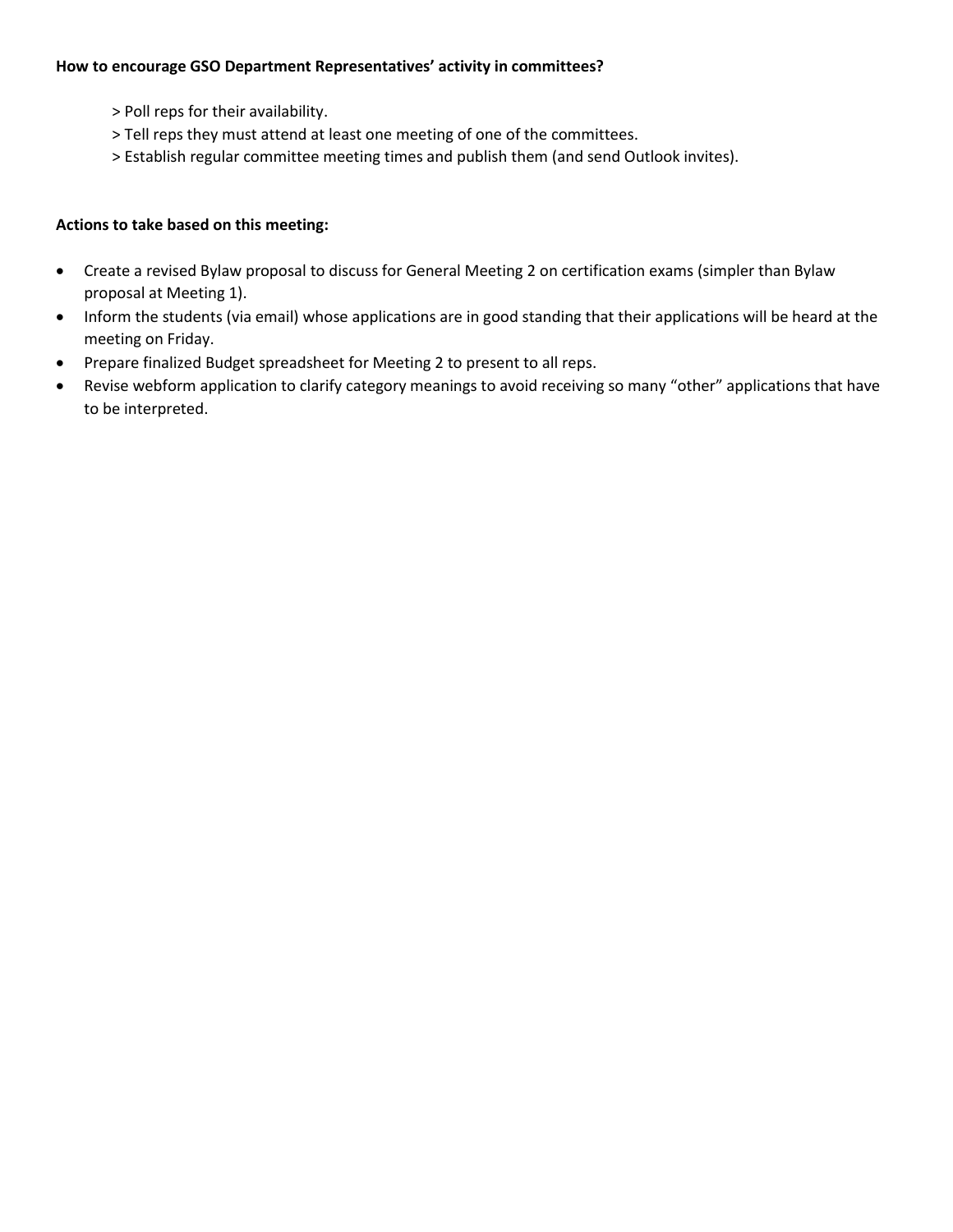**How to encourage GSO Department Representatives' activity in committees?**

> Poll reps for their availability.
> Tell reps they must attend at least one meeting of one of the committees.
> Establish regular committee meeting times and publish them (and send Outlook invites).

**Actions to take based on this meeting:**

- Create a revised Bylaw proposal to discuss for General Meeting 2 on certification exams (simpler than Bylaw proposal at Meeting 1).
- Inform the students (via email) whose applications are in good standing that their applications will be heard at the meeting on Friday.
- Prepare finalized Budget spreadsheet for Meeting 2 to present to all reps.
- Revise webform application to clarify category meanings to avoid receiving so many "other" applications that have to be interpreted.